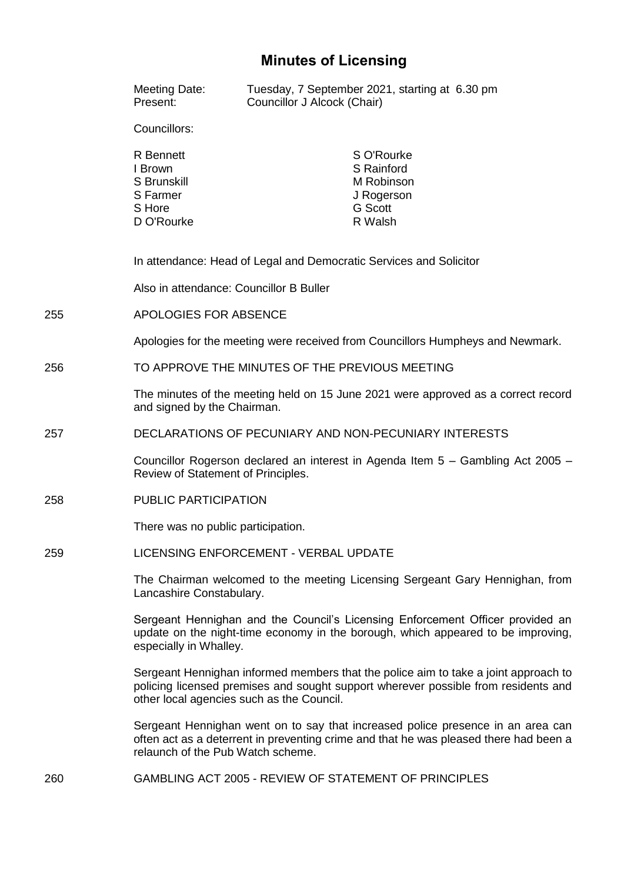# Minutes of Licensing

Meeting Date: Tuesday, 7 September 2021, starting at 6.30 pm
Present: Councillor J Alcock (Chair)

Councillors:

| | |
|---|---|
| R Bennett | S O'Rourke |
| I Brown | S Rainford |
| S Brunskill | M Robinson |
| S Farmer | J Rogerson |
| S Hore | G Scott |
| D O'Rourke | R Walsh |

In attendance: Head of Legal and Democratic Services and Solicitor

Also in attendance: Councillor B Buller

255 APOLOGIES FOR ABSENCE

Apologies for the meeting were received from Councillors Humpheys and Newmark.

256 TO APPROVE THE MINUTES OF THE PREVIOUS MEETING

The minutes of the meeting held on 15 June 2021 were approved as a correct record and signed by the Chairman.

257 DECLARATIONS OF PECUNIARY AND NON-PECUNIARY INTERESTS

Councillor Rogerson declared an interest in Agenda Item 5 – Gambling Act 2005 – Review of Statement of Principles.

258 PUBLIC PARTICIPATION

There was no public participation.

259 LICENSING ENFORCEMENT - VERBAL UPDATE

The Chairman welcomed to the meeting Licensing Sergeant Gary Hennighan, from Lancashire Constabulary.

Sergeant Hennighan and the Council's Licensing Enforcement Officer provided an update on the night-time economy in the borough, which appeared to be improving, especially in Whalley.

Sergeant Hennighan informed members that the police aim to take a joint approach to policing licensed premises and sought support wherever possible from residents and other local agencies such as the Council.

Sergeant Hennighan went on to say that increased police presence in an area can often act as a deterrent in preventing crime and that he was pleased there had been a relaunch of the Pub Watch scheme.

260 GAMBLING ACT 2005 - REVIEW OF STATEMENT OF PRINCIPLES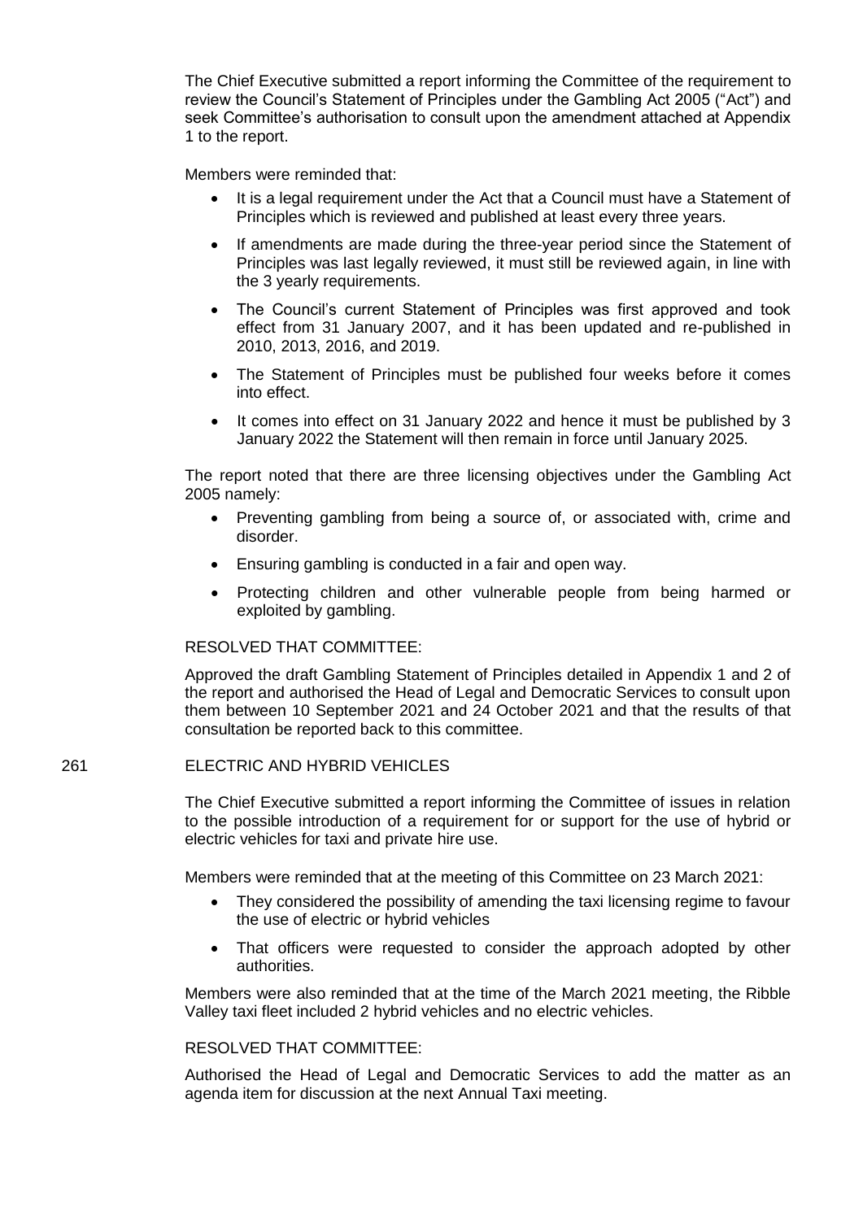The Chief Executive submitted a report informing the Committee of the requirement to review the Council's Statement of Principles under the Gambling Act 2005 ("Act") and seek Committee's authorisation to consult upon the amendment attached at Appendix 1 to the report.

Members were reminded that:

- It is a legal requirement under the Act that a Council must have a Statement of Principles which is reviewed and published at least every three years.
- If amendments are made during the three-year period since the Statement of Principles was last legally reviewed, it must still be reviewed again, in line with the 3 yearly requirements.
- The Council's current Statement of Principles was first approved and took effect from 31 January 2007, and it has been updated and re-published in 2010, 2013, 2016, and 2019.
- The Statement of Principles must be published four weeks before it comes into effect.
- It comes into effect on 31 January 2022 and hence it must be published by 3 January 2022 the Statement will then remain in force until January 2025.

The report noted that there are three licensing objectives under the Gambling Act 2005 namely:

- Preventing gambling from being a source of, or associated with, crime and disorder.
- Ensuring gambling is conducted in a fair and open way.
- Protecting children and other vulnerable people from being harmed or exploited by gambling.

RESOLVED THAT COMMITTEE:

Approved the draft Gambling Statement of Principles detailed in Appendix 1 and 2 of the report and authorised the Head of Legal and Democratic Services to consult upon them between 10 September 2021 and 24 October 2021 and that the results of that consultation be reported back to this committee.

## 261 ELECTRIC AND HYBRID VEHICLES

The Chief Executive submitted a report informing the Committee of issues in relation to the possible introduction of a requirement for or support for the use of hybrid or electric vehicles for taxi and private hire use.

Members were reminded that at the meeting of this Committee on 23 March 2021:

- They considered the possibility of amending the taxi licensing regime to favour the use of electric or hybrid vehicles
- That officers were requested to consider the approach adopted by other authorities.

Members were also reminded that at the time of the March 2021 meeting, the Ribble Valley taxi fleet included 2 hybrid vehicles and no electric vehicles.

RESOLVED THAT COMMITTEE:

Authorised the Head of Legal and Democratic Services to add the matter as an agenda item for discussion at the next Annual Taxi meeting.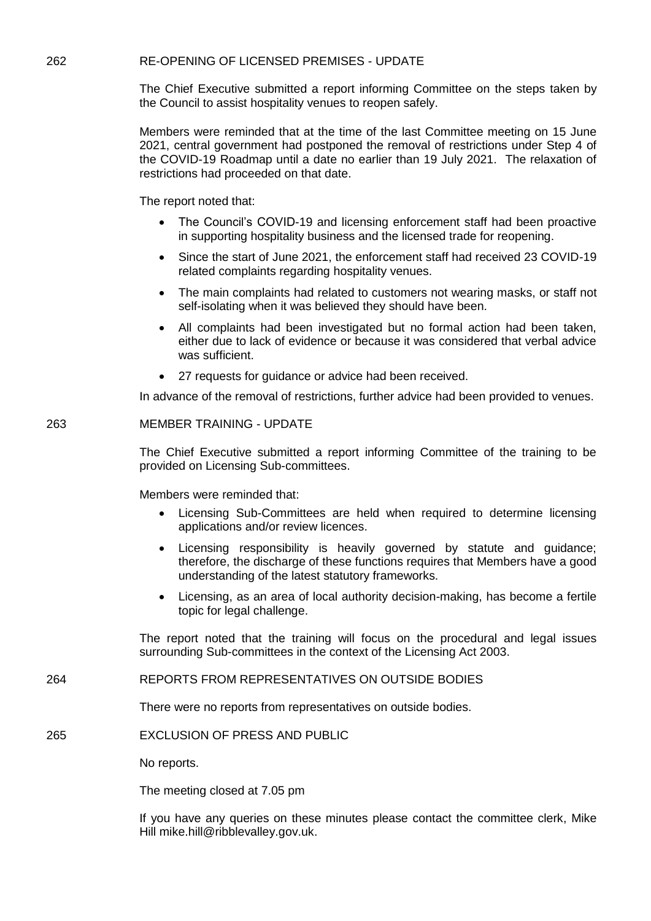## 262 RE-OPENING OF LICENSED PREMISES - UPDATE

The Chief Executive submitted a report informing Committee on the steps taken by the Council to assist hospitality venues to reopen safely.

Members were reminded that at the time of the last Committee meeting on 15 June 2021, central government had postponed the removal of restrictions under Step 4 of the COVID-19 Roadmap until a date no earlier than 19 July 2021. The relaxation of restrictions had proceeded on that date.

The report noted that:

- The Council's COVID-19 and licensing enforcement staff had been proactive in supporting hospitality business and the licensed trade for reopening.
- Since the start of June 2021, the enforcement staff had received 23 COVID-19 related complaints regarding hospitality venues.
- The main complaints had related to customers not wearing masks, or staff not self-isolating when it was believed they should have been.
- All complaints had been investigated but no formal action had been taken, either due to lack of evidence or because it was considered that verbal advice was sufficient.
- 27 requests for guidance or advice had been received.

In advance of the removal of restrictions, further advice had been provided to venues.

## 263 MEMBER TRAINING - UPDATE

The Chief Executive submitted a report informing Committee of the training to be provided on Licensing Sub-committees.

Members were reminded that:

- Licensing Sub-Committees are held when required to determine licensing applications and/or review licences.
- Licensing responsibility is heavily governed by statute and guidance; therefore, the discharge of these functions requires that Members have a good understanding of the latest statutory frameworks.
- Licensing, as an area of local authority decision-making, has become a fertile topic for legal challenge.

The report noted that the training will focus on the procedural and legal issues surrounding Sub-committees in the context of the Licensing Act 2003.

## 264 REPORTS FROM REPRESENTATIVES ON OUTSIDE BODIES

There were no reports from representatives on outside bodies.

## 265 EXCLUSION OF PRESS AND PUBLIC

No reports.

The meeting closed at 7.05 pm

If you have any queries on these minutes please contact the committee clerk, Mike Hill mike.hill@ribblevalley.gov.uk.